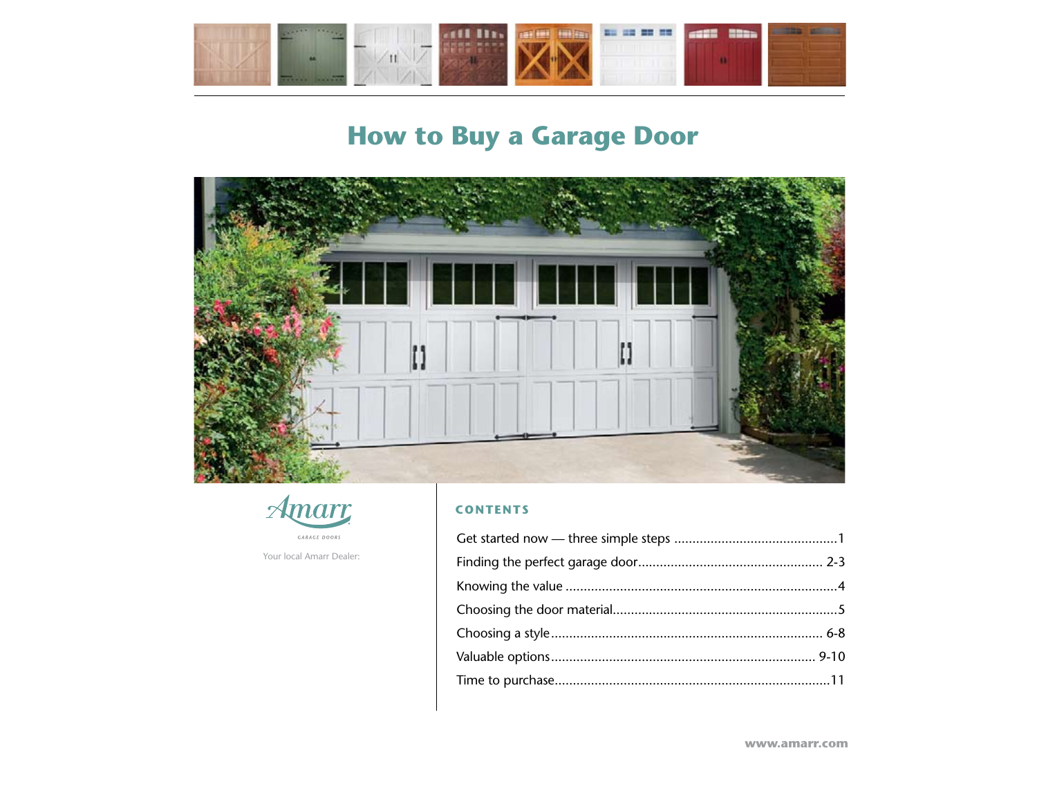# How to Buy a Garage Door

Amarr

GARAGE DOORS

Your local Amarr Dealer:

## CONTENTS

Get started now — three simple steps ............................................1

Finding the perfect garage door.................................................. 2-3

Knowing the value .........................................................................4

Choosing the door material............................................................5

Choosing a style......................................................................... 6-8

Valuable options....................................................................... 9-10

Time to purchase..........................................................................11

www.amarr.com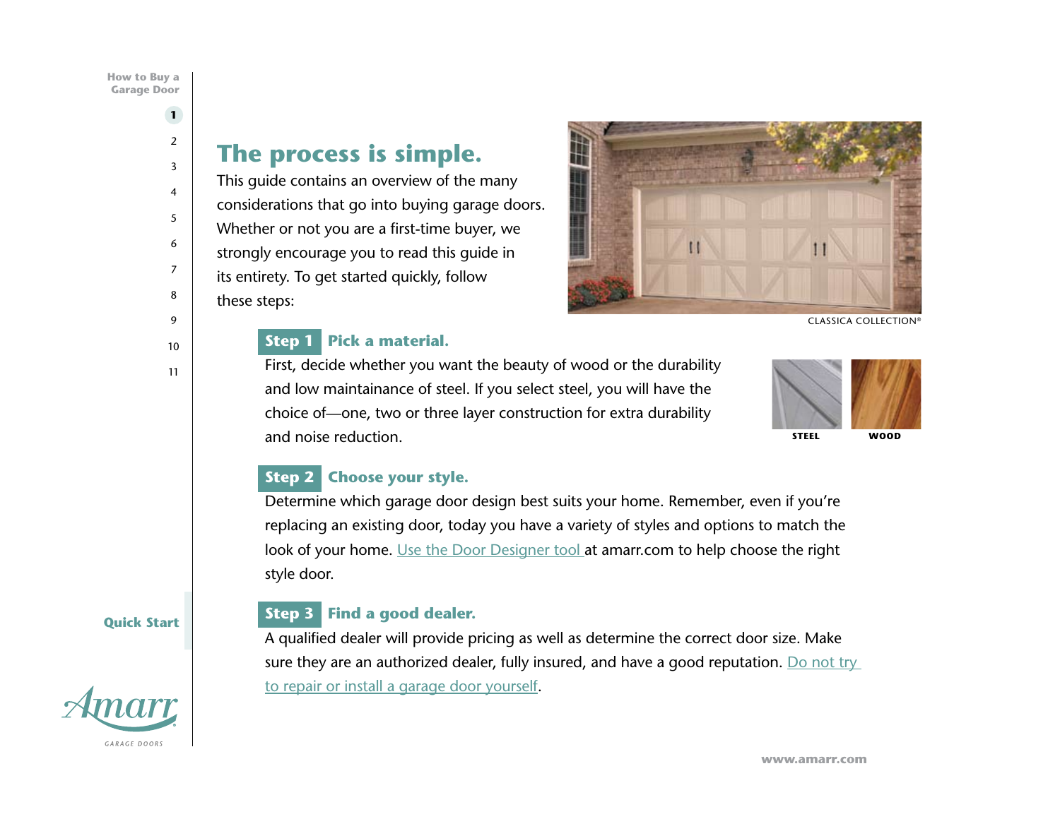# The process is simple.

This guide contains an overview of the many considerations that go into buying garage doors. Whether or not you are a first-time buyer, we strongly encourage you to read this guide in its entirety. To get started quickly, follow these steps:

CLASSICA COLLECTION®

## Step 1 Pick a material.

First, decide whether you want the beauty of wood or the durability and low maintainance of steel. If you select steel, you will have the choice of—one, two or three layer construction for extra durability and noise reduction.

STEEL WOOD

## Step 2 Choose your style.

Determine which garage door design best suits your home. Remember, even if you're replacing an existing door, today you have a variety of styles and options to match the look of your home. Use the Door Designer tool at amarr.com to help choose the right style door.

## Step 3 Find a good dealer.

A qualified dealer will provide pricing as well as determine the correct door size. Make sure they are an authorized dealer, fully insured, and have a good reputation. Do not try to repair or install a garage door yourself.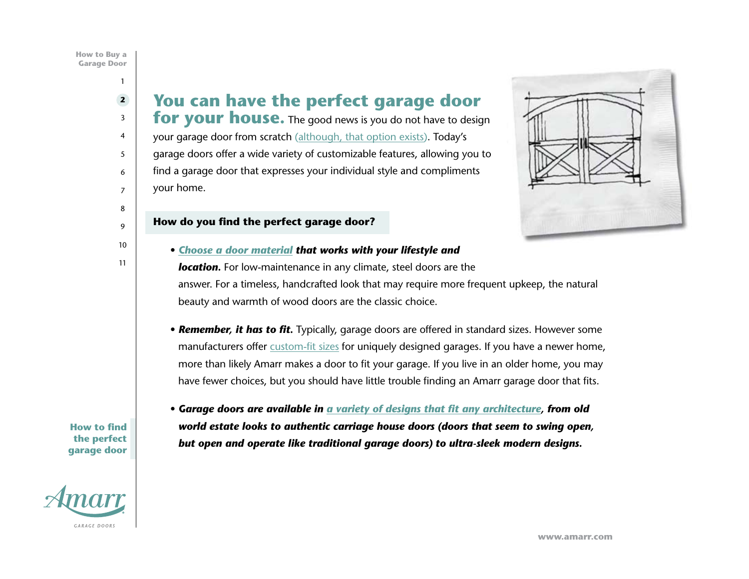# You can have the perfect garage door for your house.

The good news is you do not have to design your garage door from scratch (although, that option exists). Today's garage doors offer a wide variety of customizable features, allowing you to find a garage door that expresses your individual style and compliments your home.

## How do you find the perfect garage door?

- ***Choose a door material that works with your lifestyle and location.*** For low-maintenance in any climate, steel doors are the answer. For a timeless, handcrafted look that may require more frequent upkeep, the natural beauty and warmth of wood doors are the classic choice.

- ***Remember, it has to fit.*** Typically, garage doors are offered in standard sizes. However some manufacturers offer custom-fit sizes for uniquely designed garages. If you have a newer home, more than likely Amarr makes a door to fit your garage. If you live in an older home, you may have fewer choices, but you should have little trouble finding an Amarr garage door that fits.

- ***Garage doors are available in a variety of designs that fit any architecture, from old world estate looks to authentic carriage house doors (doors that seem to swing open, but open and operate like traditional garage doors) to ultra-sleek modern designs.***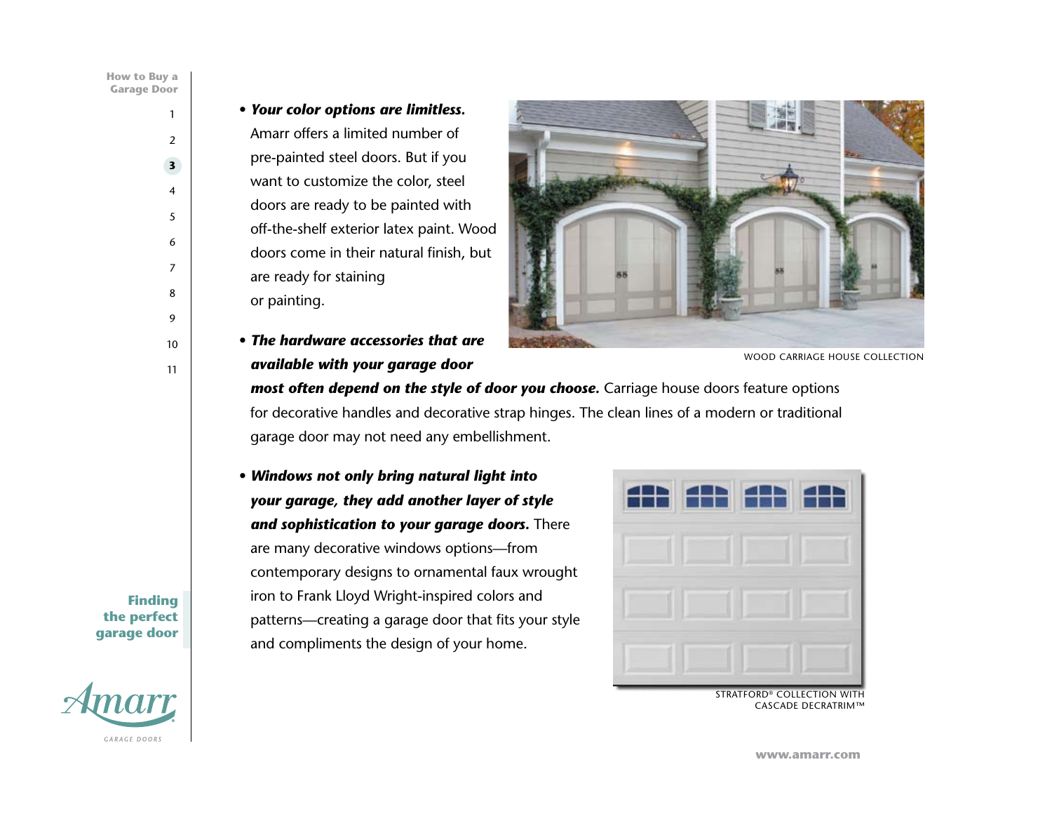- ***Your color options are limitless.*** Amarr offers a limited number of pre-painted steel doors. But if you want to customize the color, steel doors are ready to be painted with off-the-shelf exterior latex paint. Wood doors come in their natural finish, but are ready for staining or painting.

WOOD CARRIAGE HOUSE COLLECTION

- ***The hardware accessories that are available with your garage door most often depend on the style of door you choose.*** Carriage house doors feature options for decorative handles and decorative strap hinges. The clean lines of a modern or traditional garage door may not need any embellishment.

- ***Windows not only bring natural light into your garage, they add another layer of style and sophistication to your garage doors.*** There are many decorative windows options—from contemporary designs to ornamental faux wrought iron to Frank Lloyd Wright-inspired colors and patterns—creating a garage door that fits your style and compliments the design of your home.

STRATFORD® COLLECTION WITH CASCADE DECRATRIM™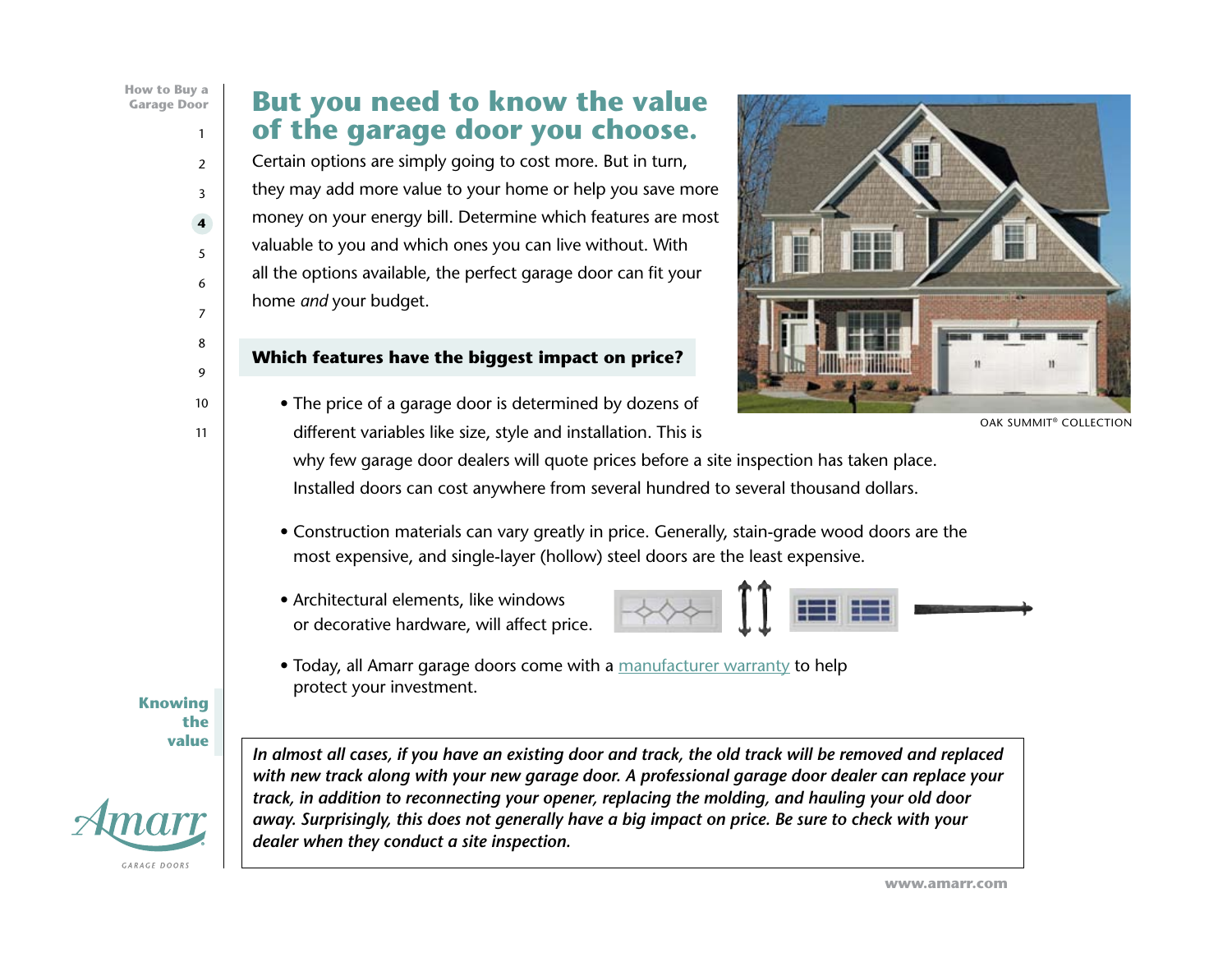# But you need to know the value of the garage door you choose.

Certain options are simply going to cost more. But in turn, they may add more value to your home or help you save more money on your energy bill. Determine which features are most valuable to you and which ones you can live without. With all the options available, the perfect garage door can fit your home *and* your budget.

OAK SUMMIT® COLLECTION

## Which features have the biggest impact on price?

- The price of a garage door is determined by dozens of different variables like size, style and installation. This is why few garage door dealers will quote prices before a site inspection has taken place. Installed doors can cost anywhere from several hundred to several thousand dollars.
- Construction materials can vary greatly in price. Generally, stain-grade wood doors are the most expensive, and single-layer (hollow) steel doors are the least expensive.
- Architectural elements, like windows or decorative hardware, will affect price.
- Today, all Amarr garage doors come with a manufacturer warranty to help protect your investment.

***In almost all cases, if you have an existing door and track, the old track will be removed and replaced with new track along with your new garage door. A professional garage door dealer can replace your track, in addition to reconnecting your opener, replacing the molding, and hauling your old door away. Surprisingly, this does not generally have a big impact on price. Be sure to check with your dealer when they conduct a site inspection.***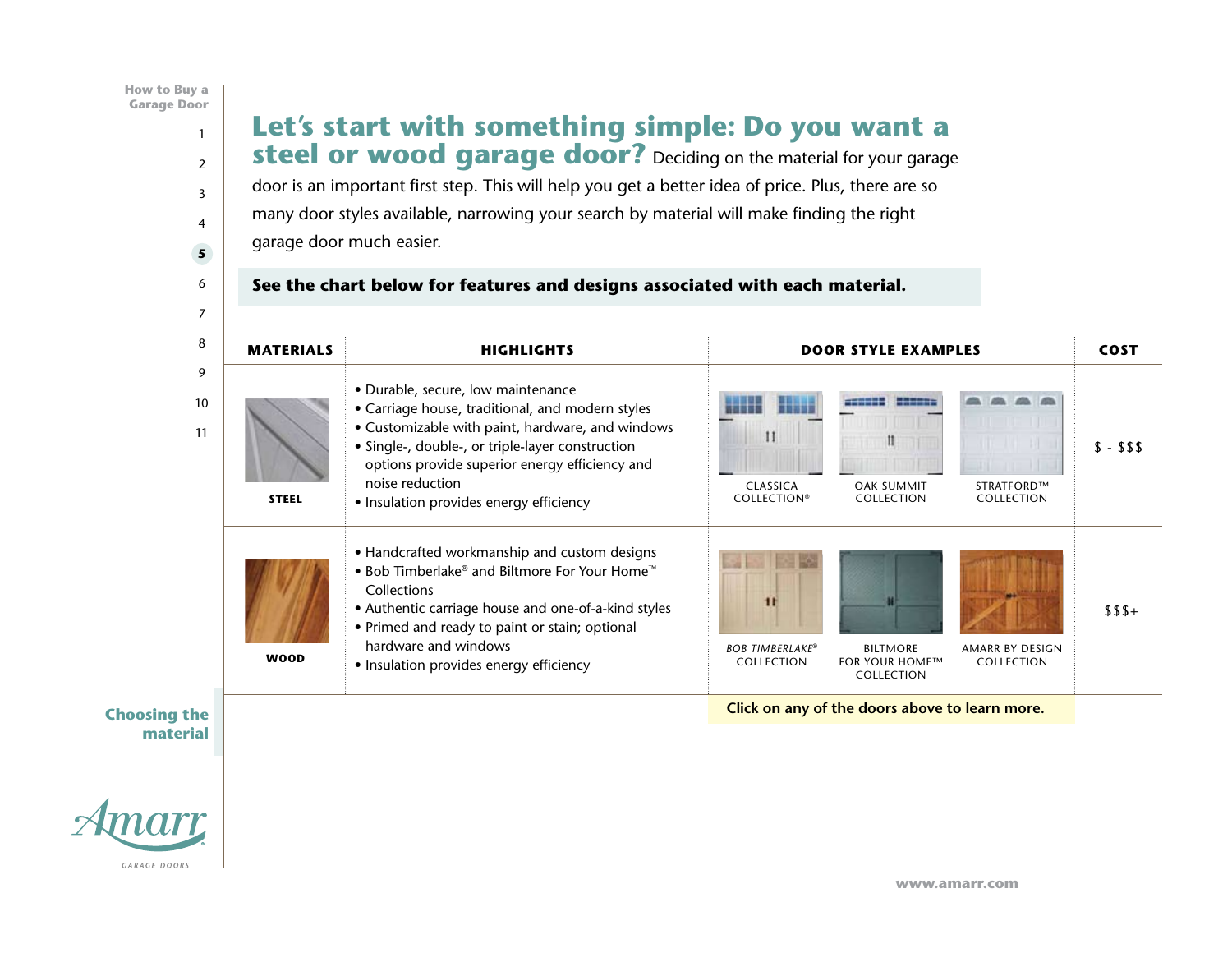# Let's start with something simple: Do you want a steel or wood garage door?

Deciding on the material for your garage door is an important first step. This will help you get a better idea of price. Plus, there are so many door styles available, narrowing your search by material will make finding the right garage door much easier.

**See the chart below for features and designs associated with each material.**

| MATERIALS | HIGHLIGHTS | DOOR STYLE EXAMPLES | | | COST |
|---|---|---|---|---|---|
| **STEEL** | • Durable, secure, low maintenance<br>• Carriage house, traditional, and modern styles<br>• Customizable with paint, hardware, and windows<br>• Single-, double-, or triple-layer construction options provide superior energy efficiency and noise reduction<br>• Insulation provides energy efficiency | CLASSICA COLLECTION® | OAK SUMMIT COLLECTION | STRATFORD™ COLLECTION | $ - $$$ |
| **WOOD** | • Handcrafted workmanship and custom designs<br>• Bob Timberlake® and Biltmore For Your Home™ Collections<br>• Authentic carriage house and one-of-a-kind styles<br>• Primed and ready to paint or stain; optional hardware and windows<br>• Insulation provides energy efficiency | *BOB TIMBERLAKE®* COLLECTION | BILTMORE FOR YOUR HOME™ COLLECTION | AMARR BY DESIGN COLLECTION | $$$+ |

**Click on any of the doors above to learn more.**

**Choosing the material**

www.amarr.com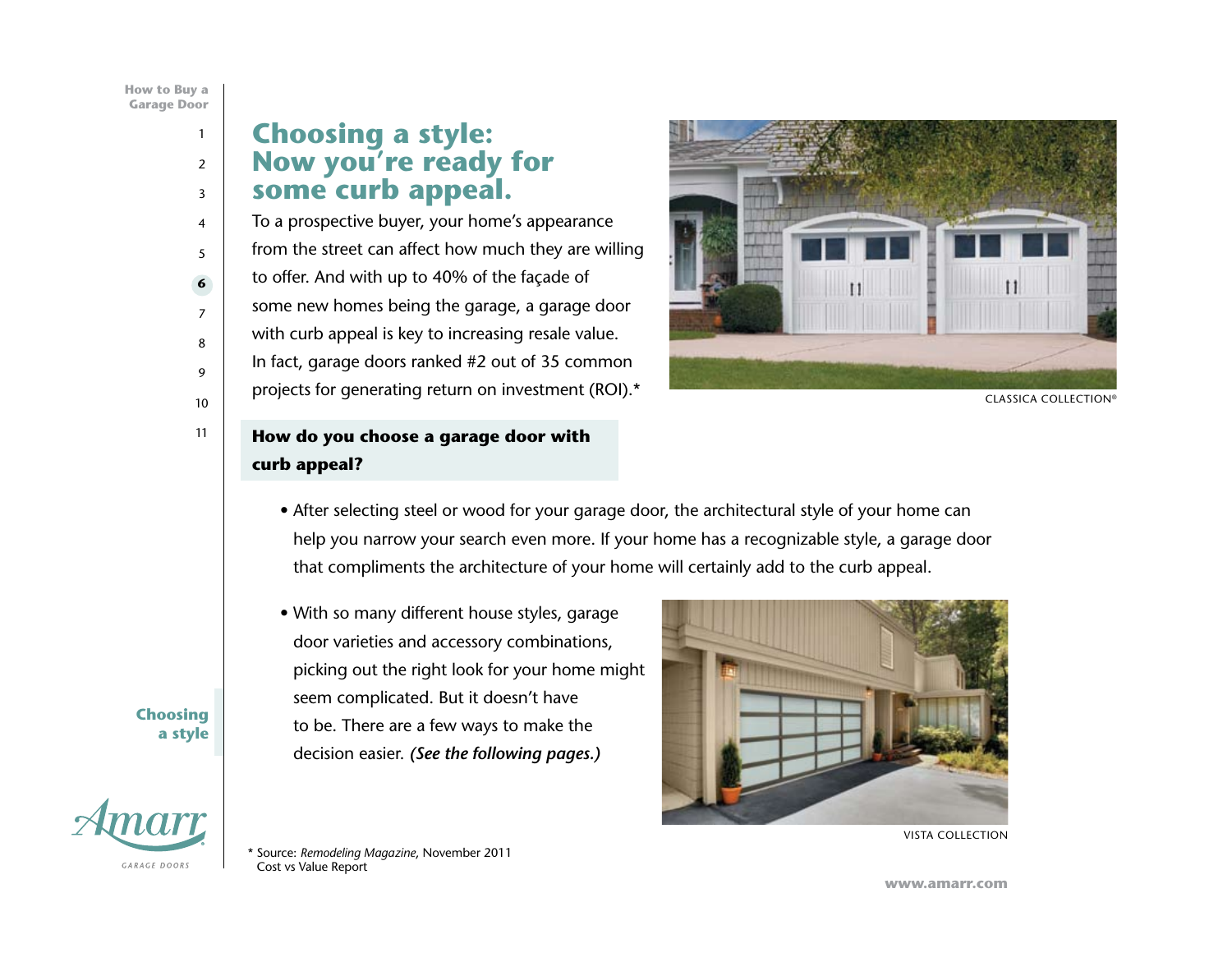# Choosing a style: Now you're ready for some curb appeal.

To a prospective buyer, your home's appearance from the street can affect how much they are willing to offer. And with up to 40% of the façade of some new homes being the garage, a garage door with curb appeal is key to increasing resale value. In fact, garage doors ranked #2 out of 35 common projects for generating return on investment (ROI).*

CLASSICA COLLECTION®

**How do you choose a garage door with curb appeal?**

- After selecting steel or wood for your garage door, the architectural style of your home can help you narrow your search even more. If your home has a recognizable style, a garage door that compliments the architecture of your home will certainly add to the curb appeal.
- With so many different house styles, garage door varieties and accessory combinations, picking out the right look for your home might seem complicated. But it doesn't have to be. There are a few ways to make the decision easier. ***(See the following pages.)***

VISTA COLLECTION

\* Source: *Remodeling Magazine*, November 2011 Cost vs Value Report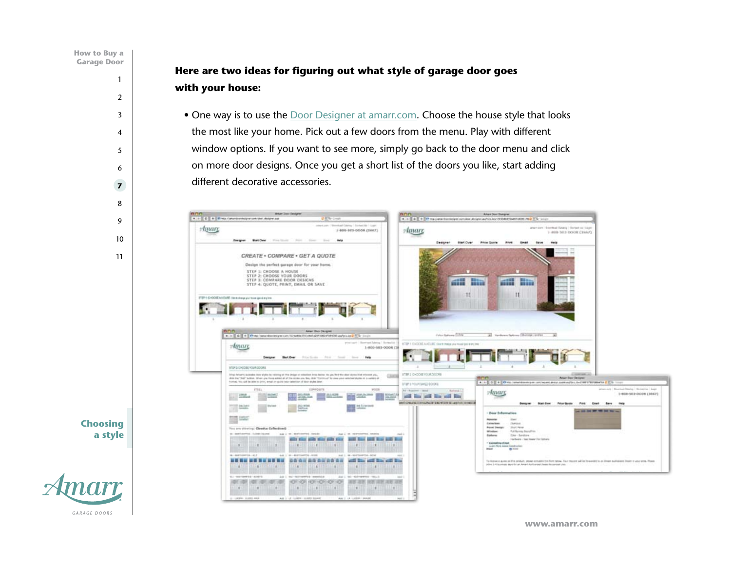**Here are two ideas for figuring out what style of garage door goes with your house:**

- One way is to use the [Door Designer at amarr.com](http://www.amarr.com). Choose the house style that looks the most like your home. Pick out a few doors from the menu. Play with different window options. If you want to see more, simply go back to the door menu and click on more door designs. Once you get a short list of the doors you like, start adding different decorative accessories.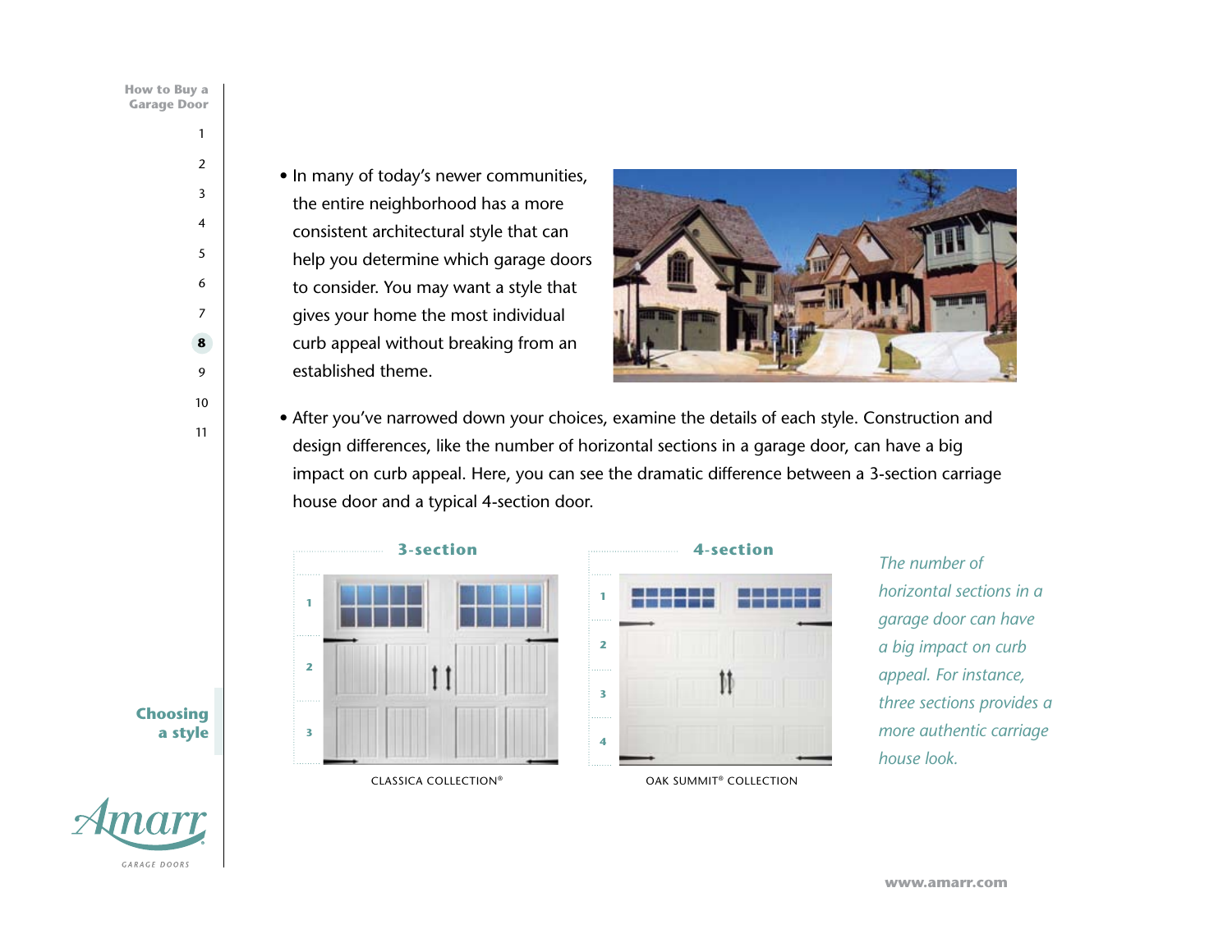## Choosing a style

- In many of today's newer communities, the entire neighborhood has a more consistent architectural style that can help you determine which garage doors to consider. You may want a style that gives your home the most individual curb appeal without breaking from an established theme.

- After you've narrowed down your choices, examine the details of each style. Construction and design differences, like the number of horizontal sections in a garage door, can have a big impact on curb appeal. Here, you can see the dramatic difference between a 3-section carriage house door and a typical 4-section door.

**3-section**

CLASSICA COLLECTION®

**4-section**

OAK SUMMIT® COLLECTION

*The number of horizontal sections in a garage door can have a big impact on curb appeal. For instance, three sections provides a more authentic carriage house look.*

www.amarr.com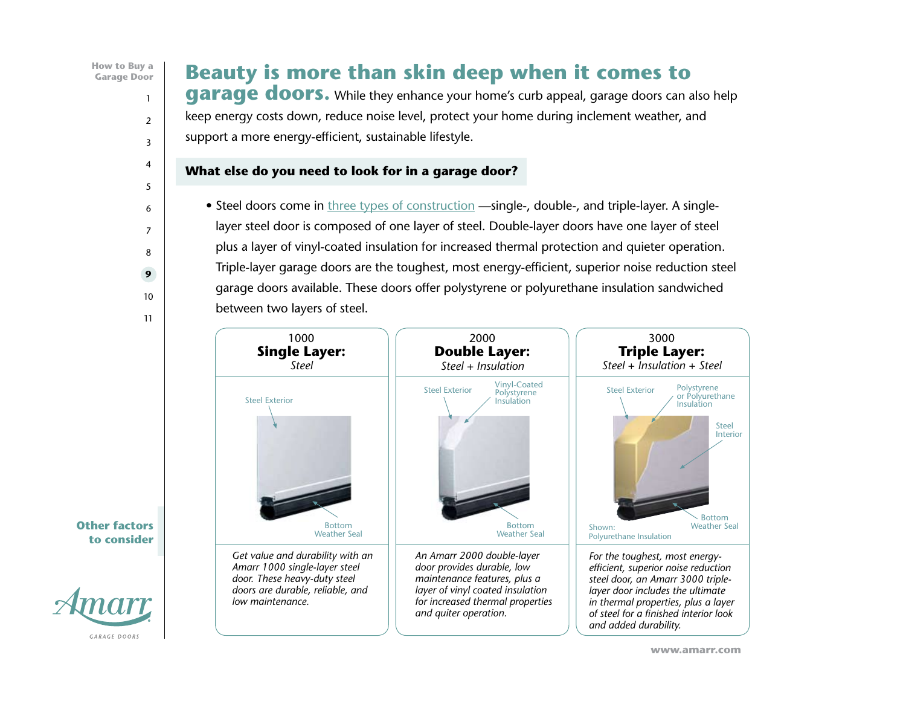# Beauty is more than skin deep when it comes to garage doors.

While they enhance your home's curb appeal, garage doors can also help keep energy costs down, reduce noise level, protect your home during inclement weather, and support a more energy-efficient, sustainable lifestyle.

## What else do you need to look for in a garage door?

- Steel doors come in three types of construction —single-, double-, and triple-layer. A single-layer steel door is composed of one layer of steel. Double-layer doors have one layer of steel plus a layer of vinyl-coated insulation for increased thermal protection and quieter operation. Triple-layer garage doors are the toughest, most energy-efficient, superior noise reduction steel garage doors available. These doors offer polystyrene or polyurethane insulation sandwiched between two layers of steel.

| 1000 **Single Layer:** *Steel* | 2000 **Double Layer:** *Steel + Insulation* | 3000 **Triple Layer:** *Steel + Insulation + Steel* |
|---|---|---|
| Steel Exterior; Bottom Weather Seal | Steel Exterior; Vinyl-Coated Polystyrene Insulation; Bottom Weather Seal | Steel Exterior; Polystyrene or Polyurethane Insulation; Steel Interior; Bottom Weather Seal; Shown: Polyurethane Insulation |
| *Get value and durability with an Amarr 1000 single-layer steel door. These heavy-duty steel doors are durable, reliable, and low maintenance.* | *An Amarr 2000 double-layer door provides durable, low maintenance features, plus a layer of vinyl coated insulation for increased thermal properties and quiter operation.* | *For the toughest, most energy-efficient, superior noise reduction steel door, an Amarr 3000 triple-layer door includes the ultimate in thermal properties, plus a layer of steel for a finished interior look and added durability.* |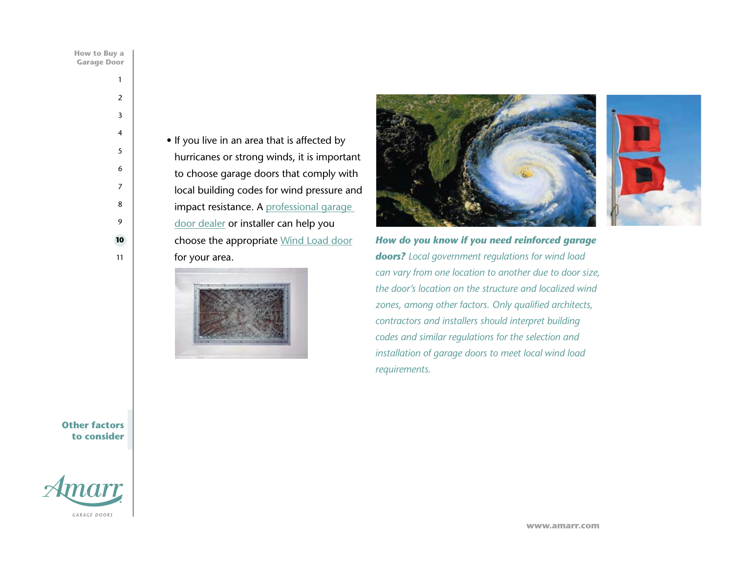- If you live in an area that is affected by hurricanes or strong winds, it is important to choose garage doors that comply with local building codes for wind pressure and impact resistance. A professional garage door dealer or installer can help you choose the appropriate Wind Load door for your area.

***How do you know if you need reinforced garage doors?*** *Local government regulations for wind load can vary from one location to another due to door size, the door's location on the structure and localized wind zones, among other factors. Only qualified architects, contractors and installers should interpret building codes and similar regulations for the selection and installation of garage doors to meet local wind load requirements.*

**Other factors to consider**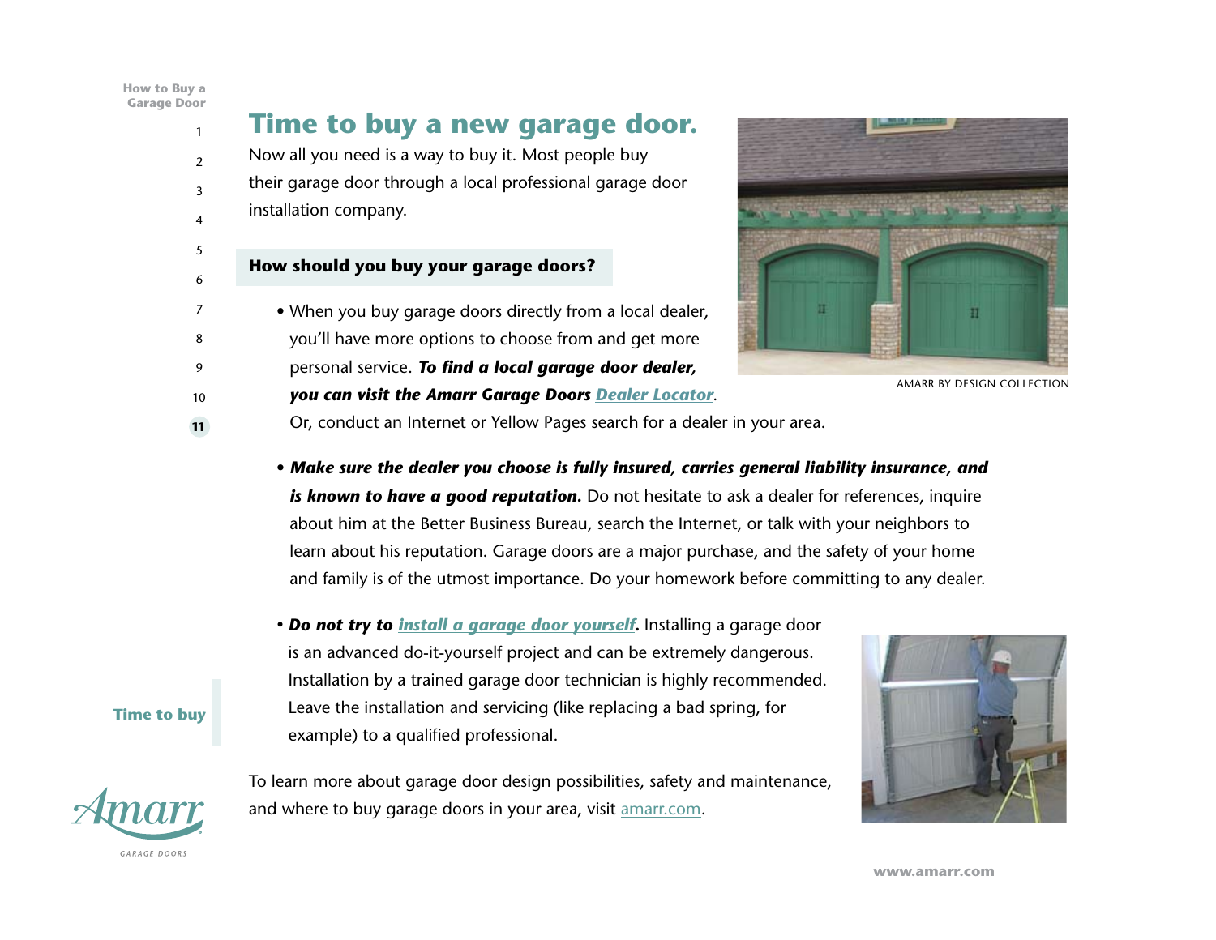# Time to buy a new garage door.

Now all you need is a way to buy it. Most people buy their garage door through a local professional garage door installation company.

AMARR BY DESIGN COLLECTION

## How should you buy your garage doors?

- When you buy garage doors directly from a local dealer, you'll have more options to choose from and get more personal service. ***To find a local garage door dealer, you can visit the Amarr Garage Doors Dealer Locator***. Or, conduct an Internet or Yellow Pages search for a dealer in your area.
- ***Make sure the dealer you choose is fully insured, carries general liability insurance, and is known to have a good reputation.*** Do not hesitate to ask a dealer for references, inquire about him at the Better Business Bureau, search the Internet, or talk with your neighbors to learn about his reputation. Garage doors are a major purchase, and the safety of your home and family is of the utmost importance. Do your homework before committing to any dealer.
- ***Do not try to install a garage door yourself.*** Installing a garage door is an advanced do-it-yourself project and can be extremely dangerous. Installation by a trained garage door technician is highly recommended. Leave the installation and servicing (like replacing a bad spring, for example) to a qualified professional.

To learn more about garage door design possibilities, safety and maintenance, and where to buy garage doors in your area, visit amarr.com.